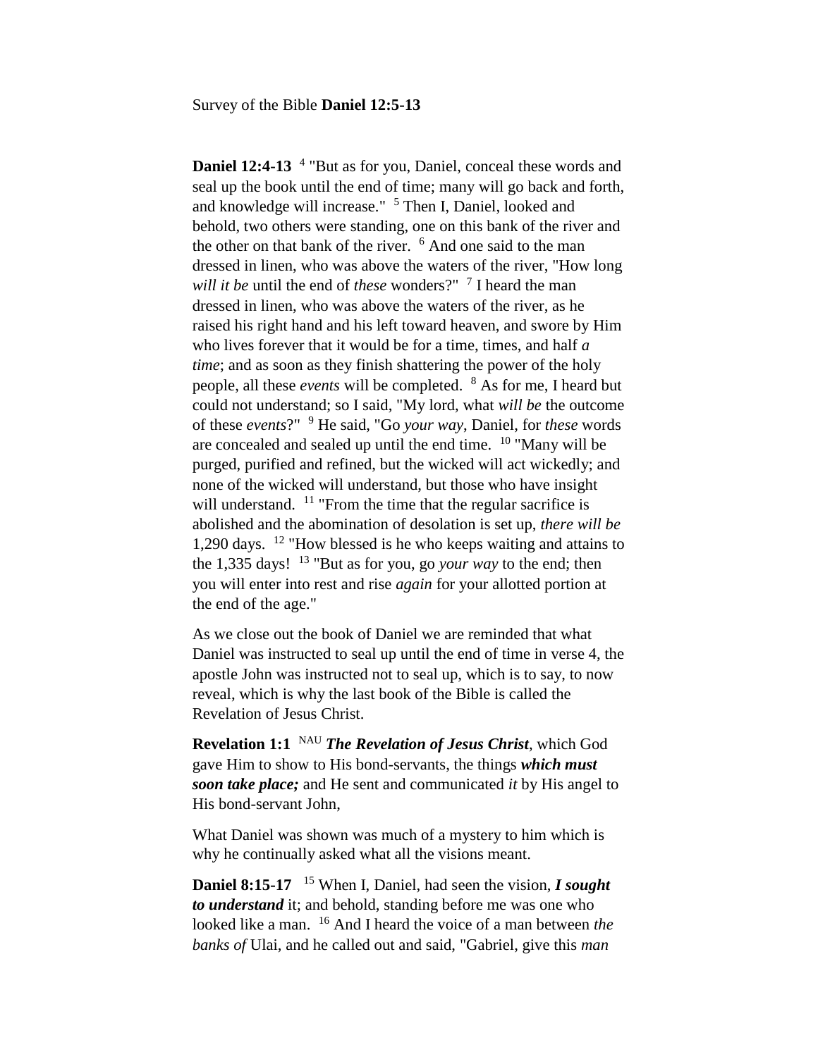Survey of the Bible **Daniel 12:5-13**

**Daniel 12:4-13** [4] "But as for you, Daniel, conceal these words and seal up the book until the end of time; many will go back and forth, and knowledge will increase." [5] Then I, Daniel, looked and behold, two others were standing, one on this bank of the river and the other on that bank of the river. [6] And one said to the man dressed in linen, who was above the waters of the river, "How long *will it be* until the end of *these* wonders?" [7] I heard the man dressed in linen, who was above the waters of the river, as he raised his right hand and his left toward heaven, and swore by Him who lives forever that it would be for a time, times, and half *a time*; and as soon as they finish shattering the power of the holy people, all these *events* will be completed. [8] As for me, I heard but could not understand; so I said, "My lord, what *will be* the outcome of these *events*?" [9] He said, "Go *your way*, Daniel, for *these* words are concealed and sealed up until the end time. [10] "Many will be purged, purified and refined, but the wicked will act wickedly; and none of the wicked will understand, but those who have insight will understand. [11] "From the time that the regular sacrifice is abolished and the abomination of desolation is set up, *there will be* 1,290 days. [12] "How blessed is he who keeps waiting and attains to the 1,335 days! [13] "But as for you, go *your way* to the end; then you will enter into rest and rise *again* for your allotted portion at the end of the age."

As we close out the book of Daniel we are reminded that what Daniel was instructed to seal up until the end of time in verse 4, the apostle John was instructed not to seal up, which is to say, to now reveal, which is why the last book of the Bible is called the Revelation of Jesus Christ.

**Revelation 1:1** [NAU] ***The Revelation of Jesus Christ***, which God gave Him to show to His bond-servants, the things ***which must soon take place;*** and He sent and communicated *it* by His angel to His bond-servant John,

What Daniel was shown was much of a mystery to him which is why he continually asked what all the visions meant.

**Daniel 8:15-17** [15] When I, Daniel, had seen the vision, ***I sought to understand*** it; and behold, standing before me was one who looked like a man. [16] And I heard the voice of a man between *the banks of* Ulai, and he called out and said, "Gabriel, give this *man*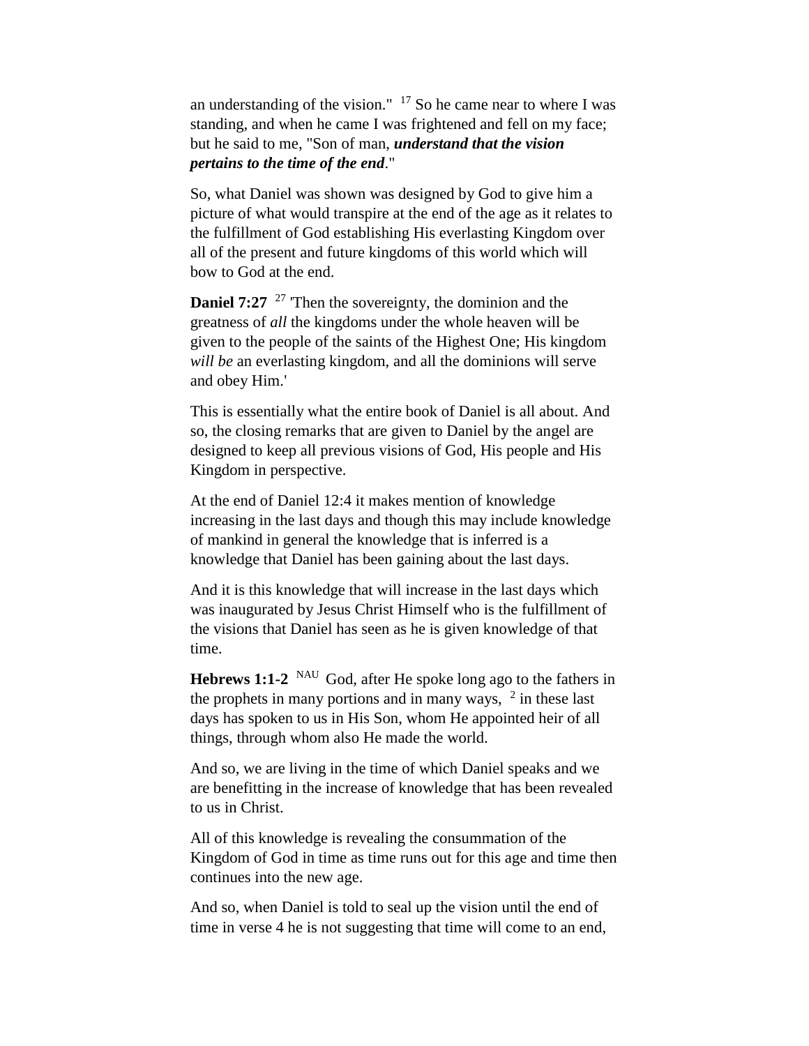an understanding of the vision." [17] So he came near to where I was standing, and when he came I was frightened and fell on my face; but he said to me, "Son of man, ***understand that the vision pertains to the time of the end***."

So, what Daniel was shown was designed by God to give him a picture of what would transpire at the end of the age as it relates to the fulfillment of God establishing His everlasting Kingdom over all of the present and future kingdoms of this world which will bow to God at the end.

**Daniel 7:27** [27] 'Then the sovereignty, the dominion and the greatness of *all* the kingdoms under the whole heaven will be given to the people of the saints of the Highest One; His kingdom *will be* an everlasting kingdom, and all the dominions will serve and obey Him.'

This is essentially what the entire book of Daniel is all about. And so, the closing remarks that are given to Daniel by the angel are designed to keep all previous visions of God, His people and His Kingdom in perspective.

At the end of Daniel 12:4 it makes mention of knowledge increasing in the last days and though this may include knowledge of mankind in general the knowledge that is inferred is a knowledge that Daniel has been gaining about the last days.

And it is this knowledge that will increase in the last days which was inaugurated by Jesus Christ Himself who is the fulfillment of the visions that Daniel has seen as he is given knowledge of that time.

**Hebrews 1:1-2** [NAU] God, after He spoke long ago to the fathers in the prophets in many portions and in many ways, [2] in these last days has spoken to us in His Son, whom He appointed heir of all things, through whom also He made the world.

And so, we are living in the time of which Daniel speaks and we are benefitting in the increase of knowledge that has been revealed to us in Christ.

All of this knowledge is revealing the consummation of the Kingdom of God in time as time runs out for this age and time then continues into the new age.

And so, when Daniel is told to seal up the vision until the end of time in verse 4 he is not suggesting that time will come to an end,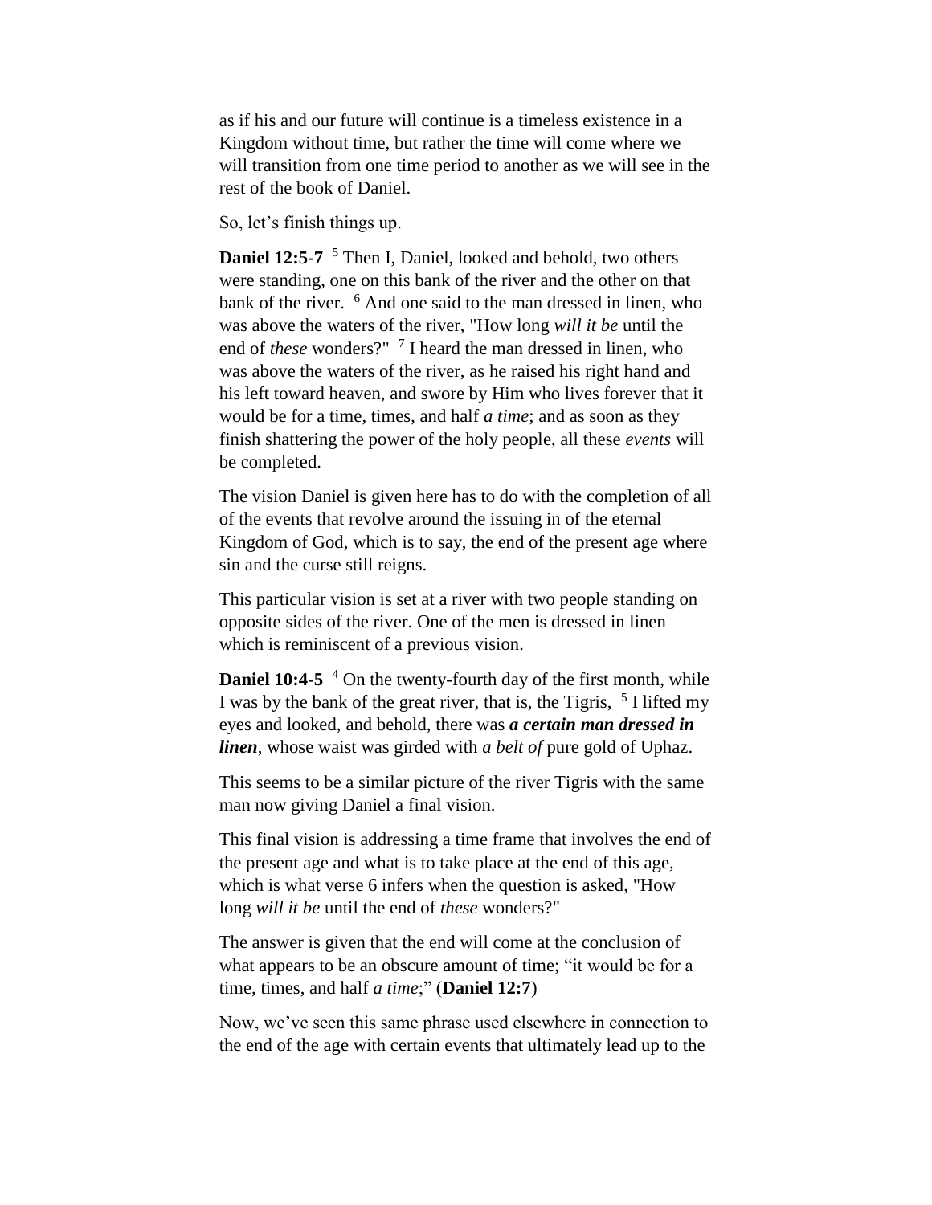as if his and our future will continue is a timeless existence in a Kingdom without time, but rather the time will come where we will transition from one time period to another as we will see in the rest of the book of Daniel.

So, let's finish things up.

**Daniel 12:5-7** [5] Then I, Daniel, looked and behold, two others were standing, one on this bank of the river and the other on that bank of the river. [6] And one said to the man dressed in linen, who was above the waters of the river, "How long *will it be* until the end of *these* wonders?" [7] I heard the man dressed in linen, who was above the waters of the river, as he raised his right hand and his left toward heaven, and swore by Him who lives forever that it would be for a time, times, and half *a time*; and as soon as they finish shattering the power of the holy people, all these *events* will be completed.

The vision Daniel is given here has to do with the completion of all of the events that revolve around the issuing in of the eternal Kingdom of God, which is to say, the end of the present age where sin and the curse still reigns.

This particular vision is set at a river with two people standing on opposite sides of the river. One of the men is dressed in linen which is reminiscent of a previous vision.

**Daniel 10:4-5** [4] On the twenty-fourth day of the first month, while I was by the bank of the great river, that is, the Tigris, [5] I lifted my eyes and looked, and behold, there was ***a certain man dressed in linen***, whose waist was girded with *a belt of* pure gold of Uphaz.

This seems to be a similar picture of the river Tigris with the same man now giving Daniel a final vision.

This final vision is addressing a time frame that involves the end of the present age and what is to take place at the end of this age, which is what verse 6 infers when the question is asked, "How long *will it be* until the end of *these* wonders?"

The answer is given that the end will come at the conclusion of what appears to be an obscure amount of time; "it would be for a time, times, and half *a time*;" (**Daniel 12:7**)

Now, we've seen this same phrase used elsewhere in connection to the end of the age with certain events that ultimately lead up to the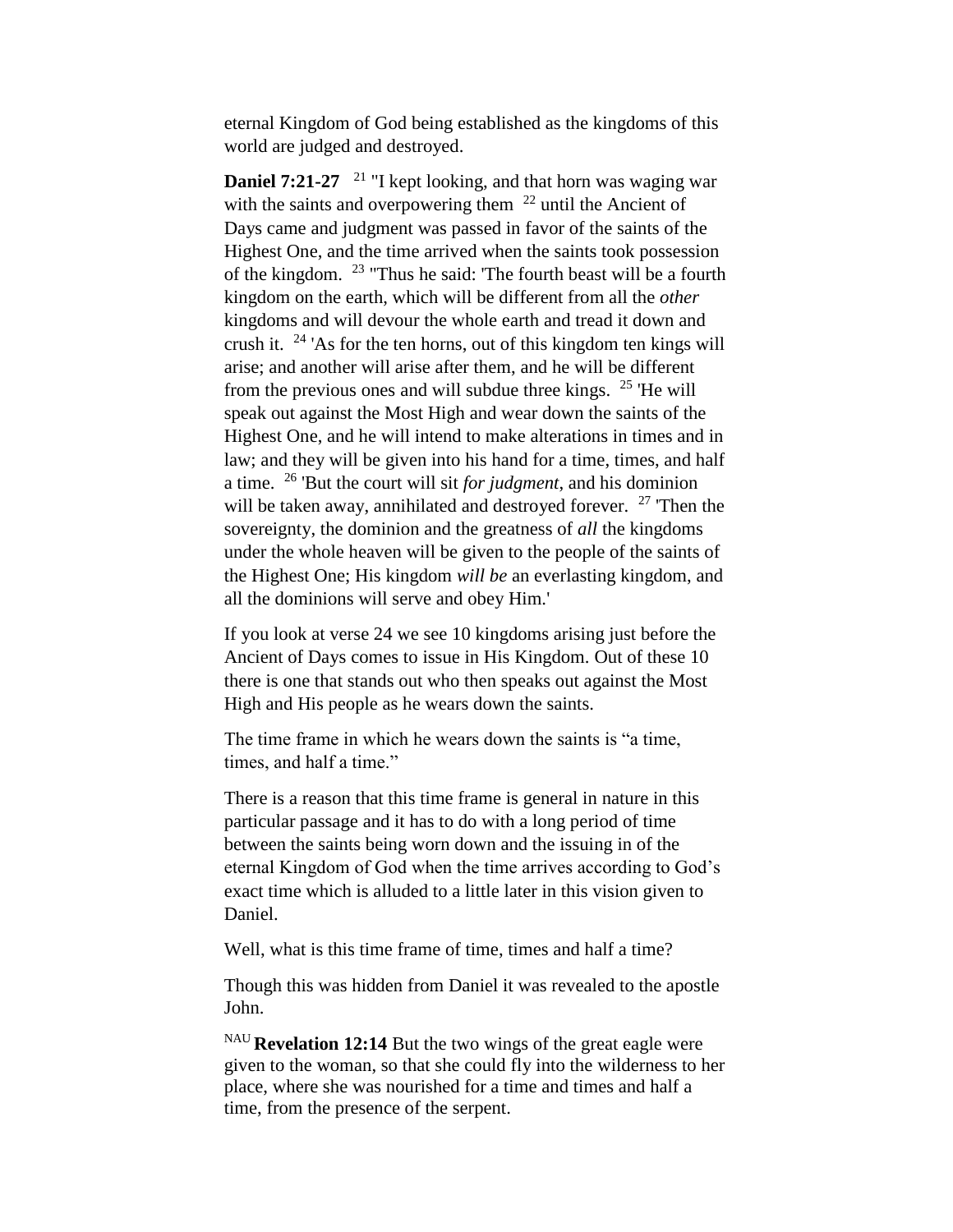eternal Kingdom of God being established as the kingdoms of this world are judged and destroyed.

**Daniel 7:21-27** [21] "I kept looking, and that horn was waging war with the saints and overpowering them [22] until the Ancient of Days came and judgment was passed in favor of the saints of the Highest One, and the time arrived when the saints took possession of the kingdom. [23] "Thus he said: 'The fourth beast will be a fourth kingdom on the earth, which will be different from all the *other* kingdoms and will devour the whole earth and tread it down and crush it. [24] 'As for the ten horns, out of this kingdom ten kings will arise; and another will arise after them, and he will be different from the previous ones and will subdue three kings. [25] 'He will speak out against the Most High and wear down the saints of the Highest One, and he will intend to make alterations in times and in law; and they will be given into his hand for a time, times, and half a time. [26] 'But the court will sit *for judgment*, and his dominion will be taken away, annihilated and destroyed forever. [27] 'Then the sovereignty, the dominion and the greatness of *all* the kingdoms under the whole heaven will be given to the people of the saints of the Highest One; His kingdom *will be* an everlasting kingdom, and all the dominions will serve and obey Him.'

If you look at verse 24 we see 10 kingdoms arising just before the Ancient of Days comes to issue in His Kingdom. Out of these 10 there is one that stands out who then speaks out against the Most High and His people as he wears down the saints.

The time frame in which he wears down the saints is "a time, times, and half a time."

There is a reason that this time frame is general in nature in this particular passage and it has to do with a long period of time between the saints being worn down and the issuing in of the eternal Kingdom of God when the time arrives according to God's exact time which is alluded to a little later in this vision given to Daniel.

Well, what is this time frame of time, times and half a time?

Though this was hidden from Daniel it was revealed to the apostle John.

[NAU] **Revelation 12:14** But the two wings of the great eagle were given to the woman, so that she could fly into the wilderness to her place, where she was nourished for a time and times and half a time, from the presence of the serpent.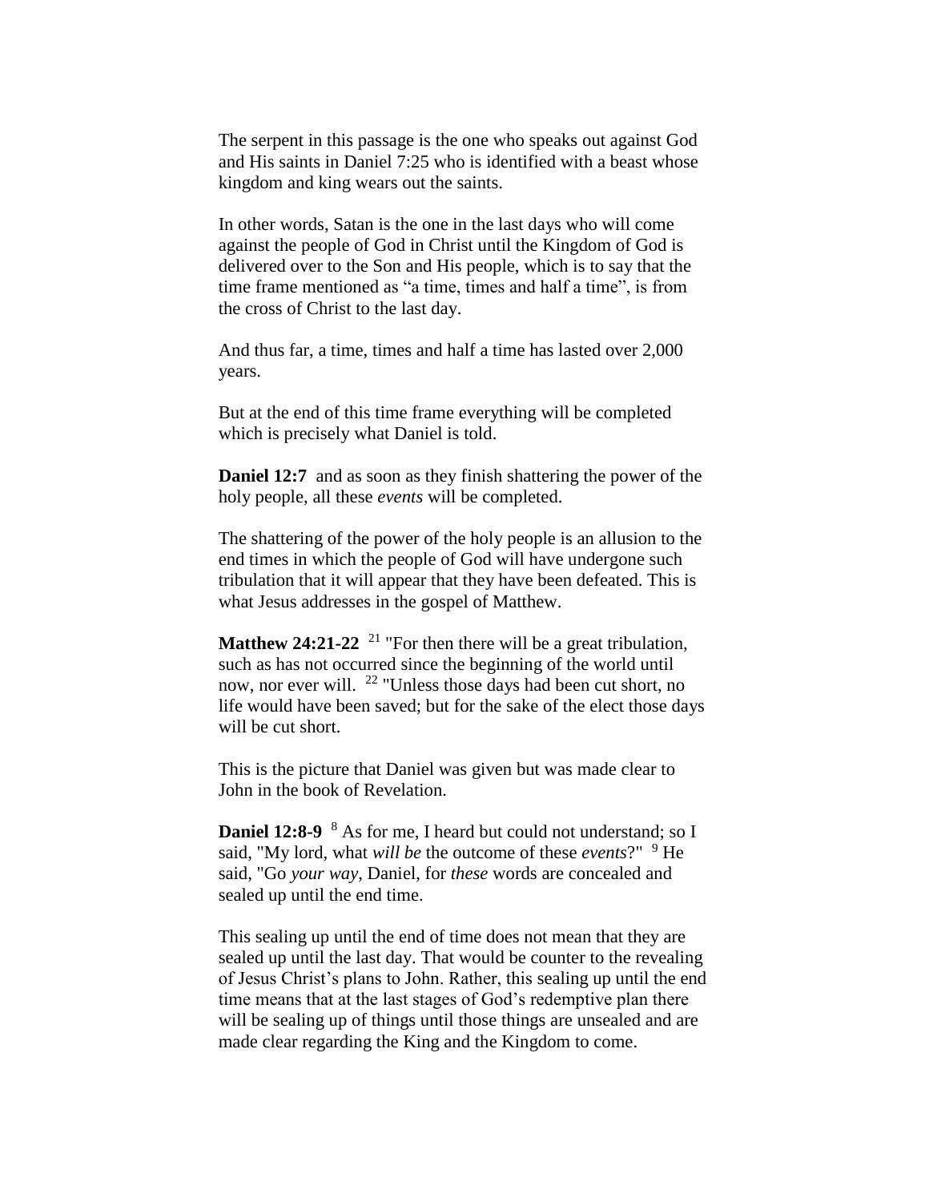The serpent in this passage is the one who speaks out against God and His saints in Daniel 7:25 who is identified with a beast whose kingdom and king wears out the saints.

In other words, Satan is the one in the last days who will come against the people of God in Christ until the Kingdom of God is delivered over to the Son and His people, which is to say that the time frame mentioned as "a time, times and half a time", is from the cross of Christ to the last day.

And thus far, a time, times and half a time has lasted over 2,000 years.

But at the end of this time frame everything will be completed which is precisely what Daniel is told.

**Daniel 12:7** and as soon as they finish shattering the power of the holy people, all these *events* will be completed.

The shattering of the power of the holy people is an allusion to the end times in which the people of God will have undergone such tribulation that it will appear that they have been defeated. This is what Jesus addresses in the gospel of Matthew.

**Matthew 24:21-22** [21] "For then there will be a great tribulation, such as has not occurred since the beginning of the world until now, nor ever will. [22] "Unless those days had been cut short, no life would have been saved; but for the sake of the elect those days will be cut short.

This is the picture that Daniel was given but was made clear to John in the book of Revelation.

**Daniel 12:8-9** [8] As for me, I heard but could not understand; so I said, "My lord, what *will be* the outcome of these *events*?" [9] He said, "Go *your way*, Daniel, for *these* words are concealed and sealed up until the end time.

This sealing up until the end of time does not mean that they are sealed up until the last day. That would be counter to the revealing of Jesus Christ's plans to John. Rather, this sealing up until the end time means that at the last stages of God's redemptive plan there will be sealing up of things until those things are unsealed and are made clear regarding the King and the Kingdom to come.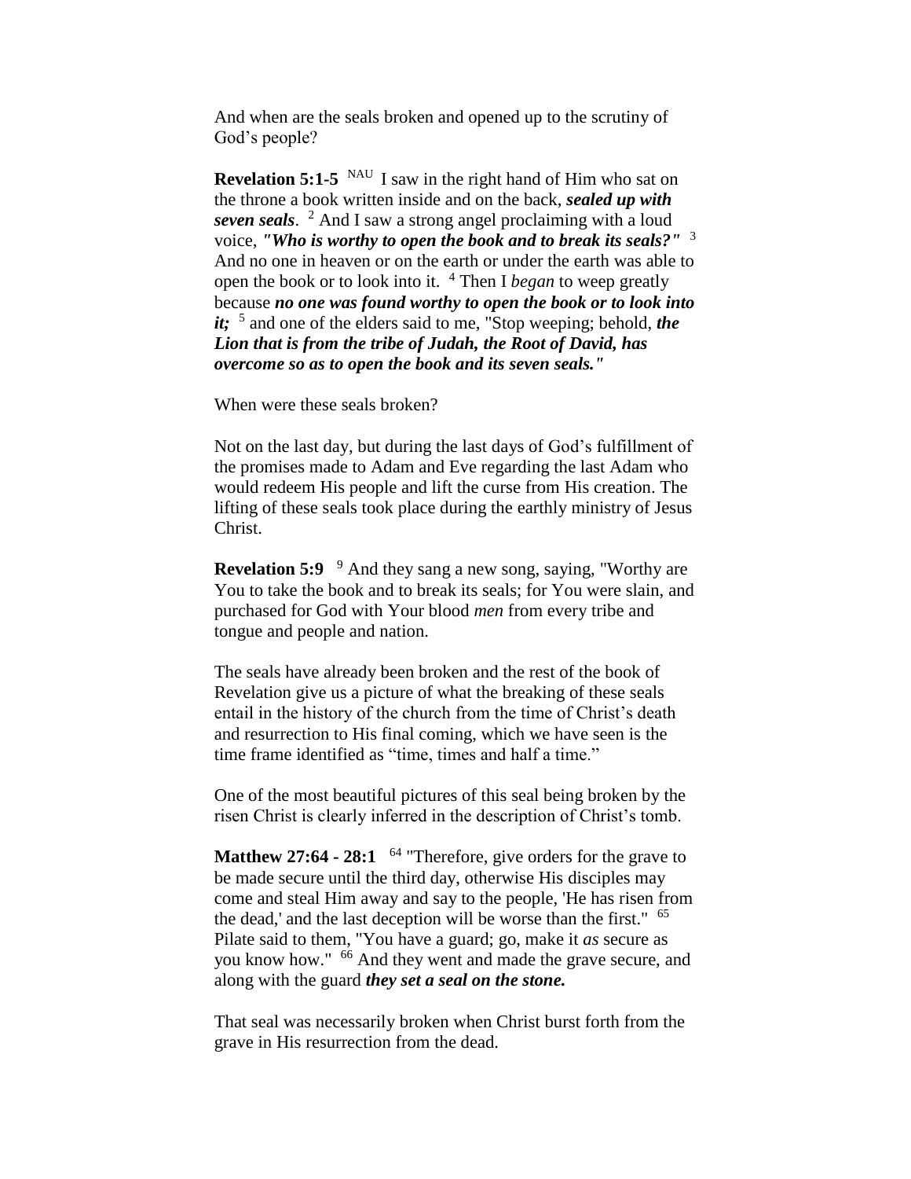And when are the seals broken and opened up to the scrutiny of God's people?

**Revelation 5:1-5** [NAU] I saw in the right hand of Him who sat on the throne a book written inside and on the back, ***sealed up with seven seals***. [2] And I saw a strong angel proclaiming with a loud voice, ***"Who is worthy to open the book and to break its seals?"*** [3] And no one in heaven or on the earth or under the earth was able to open the book or to look into it. [4] Then I *began* to weep greatly because ***no one was found worthy to open the book or to look into it;*** [5] and one of the elders said to me, "Stop weeping; behold, ***the Lion that is from the tribe of Judah, the Root of David, has overcome so as to open the book and its seven seals."***

When were these seals broken?

Not on the last day, but during the last days of God's fulfillment of the promises made to Adam and Eve regarding the last Adam who would redeem His people and lift the curse from His creation. The lifting of these seals took place during the earthly ministry of Jesus Christ.

**Revelation 5:9** [9] And they sang a new song, saying, "Worthy are You to take the book and to break its seals; for You were slain, and purchased for God with Your blood *men* from every tribe and tongue and people and nation.

The seals have already been broken and the rest of the book of Revelation give us a picture of what the breaking of these seals entail in the history of the church from the time of Christ's death and resurrection to His final coming, which we have seen is the time frame identified as "time, times and half a time."

One of the most beautiful pictures of this seal being broken by the risen Christ is clearly inferred in the description of Christ's tomb.

**Matthew 27:64 - 28:1** [64] "Therefore, give orders for the grave to be made secure until the third day, otherwise His disciples may come and steal Him away and say to the people, 'He has risen from the dead,' and the last deception will be worse than the first." [65] Pilate said to them, "You have a guard; go, make it *as* secure as you know how." [66] And they went and made the grave secure, and along with the guard ***they set a seal on the stone.***

That seal was necessarily broken when Christ burst forth from the grave in His resurrection from the dead.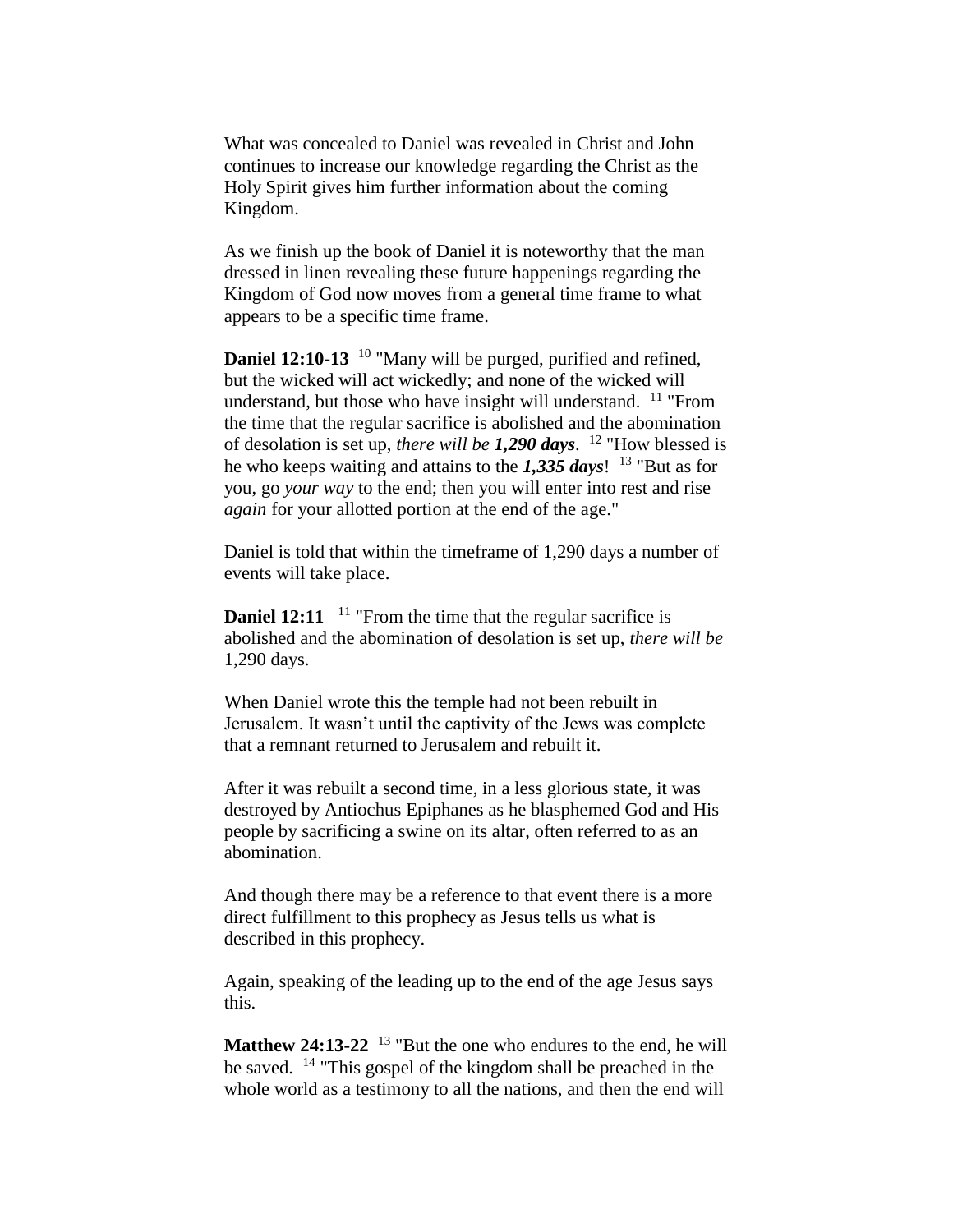What was concealed to Daniel was revealed in Christ and John continues to increase our knowledge regarding the Christ as the Holy Spirit gives him further information about the coming Kingdom.

As we finish up the book of Daniel it is noteworthy that the man dressed in linen revealing these future happenings regarding the Kingdom of God now moves from a general time frame to what appears to be a specific time frame.

**Daniel 12:10-13** [10] "Many will be purged, purified and refined, but the wicked will act wickedly; and none of the wicked will understand, but those who have insight will understand. [11] "From the time that the regular sacrifice is abolished and the abomination of desolation is set up, *there will be **1,290 days***. [12] "How blessed is he who keeps waiting and attains to the ***1,335 days***! [13] "But as for you, go *your way* to the end; then you will enter into rest and rise *again* for your allotted portion at the end of the age."

Daniel is told that within the timeframe of 1,290 days a number of events will take place.

**Daniel 12:11** [11] "From the time that the regular sacrifice is abolished and the abomination of desolation is set up, *there will be* 1,290 days.

When Daniel wrote this the temple had not been rebuilt in Jerusalem. It wasn't until the captivity of the Jews was complete that a remnant returned to Jerusalem and rebuilt it.

After it was rebuilt a second time, in a less glorious state, it was destroyed by Antiochus Epiphanes as he blasphemed God and His people by sacrificing a swine on its altar, often referred to as an abomination.

And though there may be a reference to that event there is a more direct fulfillment to this prophecy as Jesus tells us what is described in this prophecy.

Again, speaking of the leading up to the end of the age Jesus says this.

**Matthew 24:13-22** [13] "But the one who endures to the end, he will be saved. [14] "This gospel of the kingdom shall be preached in the whole world as a testimony to all the nations, and then the end will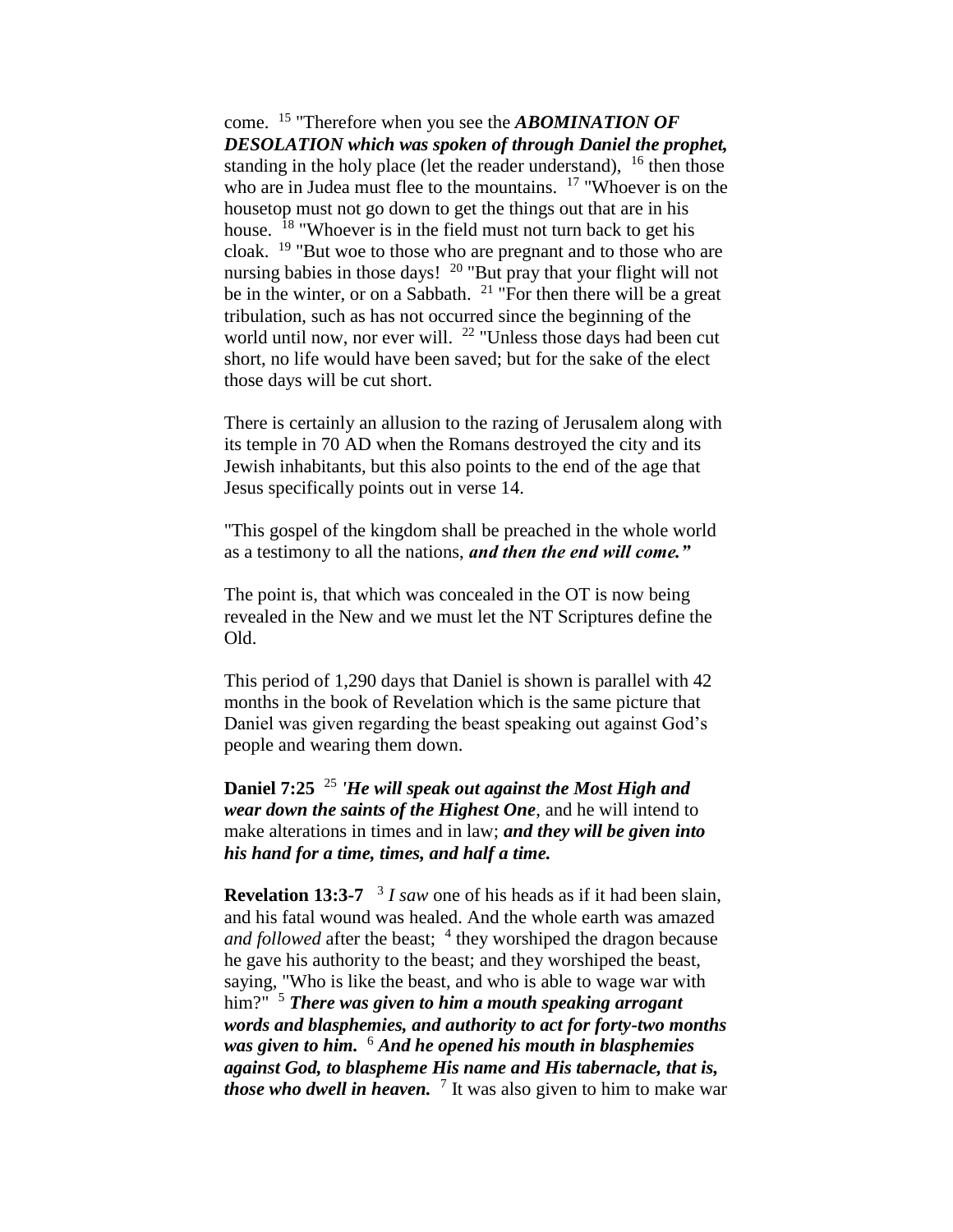come. [15] "Therefore when you see the ***ABOMINATION OF DESOLATION which was spoken of through Daniel the prophet,*** standing in the holy place (let the reader understand), [16] then those who are in Judea must flee to the mountains. [17] "Whoever is on the housetop must not go down to get the things out that are in his house. [18] "Whoever is in the field must not turn back to get his cloak. [19] "But woe to those who are pregnant and to those who are nursing babies in those days! [20] "But pray that your flight will not be in the winter, or on a Sabbath. [21] "For then there will be a great tribulation, such as has not occurred since the beginning of the world until now, nor ever will. [22] "Unless those days had been cut short, no life would have been saved; but for the sake of the elect those days will be cut short.

There is certainly an allusion to the razing of Jerusalem along with its temple in 70 AD when the Romans destroyed the city and its Jewish inhabitants, but this also points to the end of the age that Jesus specifically points out in verse 14.

"This gospel of the kingdom shall be preached in the whole world as a testimony to all the nations, ***and then the end will come."***

The point is, that which was concealed in the OT is now being revealed in the New and we must let the NT Scriptures define the Old.

This period of 1,290 days that Daniel is shown is parallel with 42 months in the book of Revelation which is the same picture that Daniel was given regarding the beast speaking out against God's people and wearing them down.

**Daniel 7:25** [25] ***'He will speak out against the Most High and wear down the saints of the Highest One***, and he will intend to make alterations in times and in law; ***and they will be given into his hand for a time, times, and half a time.***

**Revelation 13:3-7** [3] *I saw* one of his heads as if it had been slain, and his fatal wound was healed. And the whole earth was amazed *and followed* after the beast; [4] they worshiped the dragon because he gave his authority to the beast; and they worshiped the beast, saying, "Who is like the beast, and who is able to wage war with him?" [5] ***There was given to him a mouth speaking arrogant words and blasphemies, and authority to act for forty-two months was given to him.*** [6] ***And he opened his mouth in blasphemies against God, to blaspheme His name and His tabernacle, that is, those who dwell in heaven.*** [7] It was also given to him to make war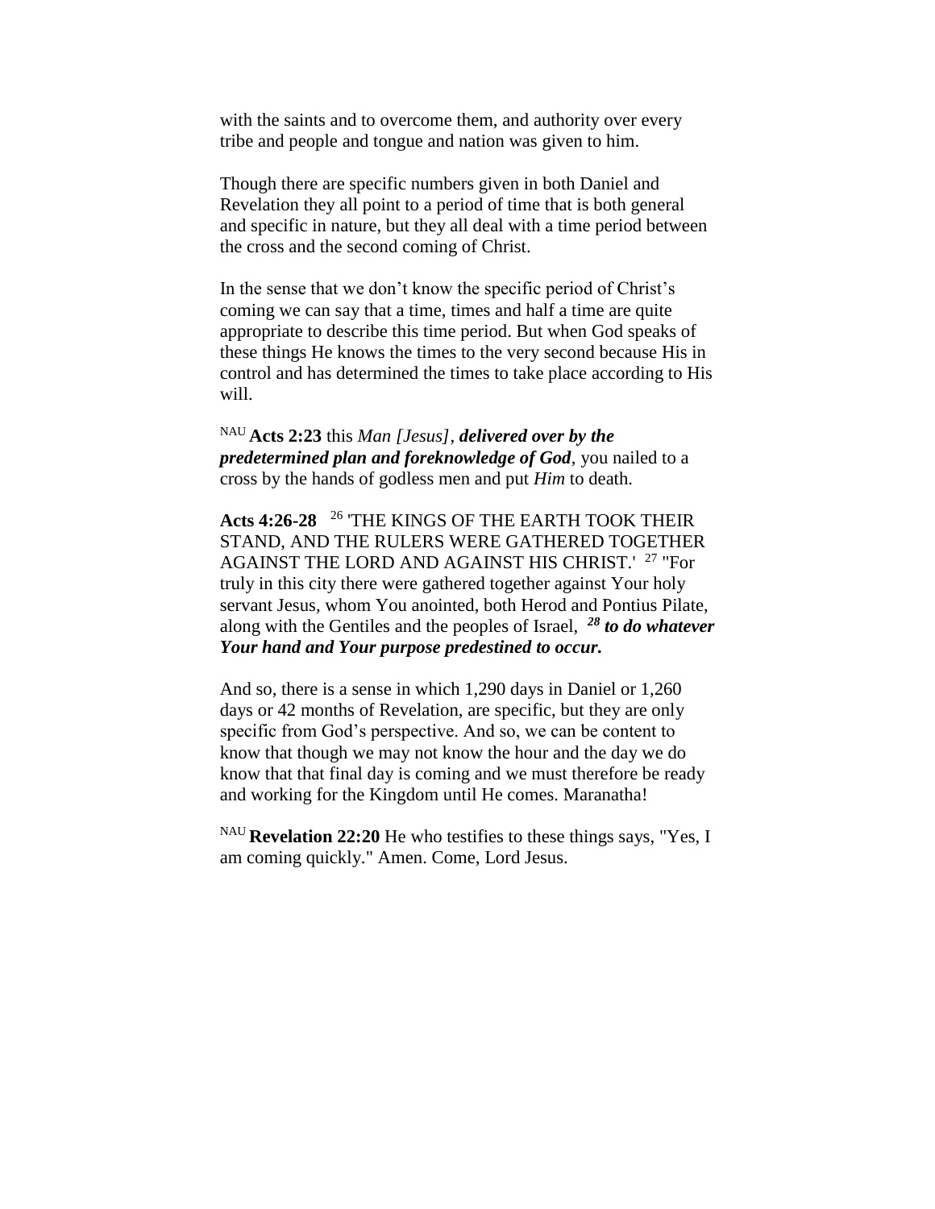with the saints and to overcome them, and authority over every tribe and people and tongue and nation was given to him.

Though there are specific numbers given in both Daniel and Revelation they all point to a period of time that is both general and specific in nature, but they all deal with a time period between the cross and the second coming of Christ.

In the sense that we don't know the specific period of Christ's coming we can say that a time, times and half a time are quite appropriate to describe this time period. But when God speaks of these things He knows the times to the very second because His in control and has determined the times to take place according to His will.

[NAU] **Acts 2:23** this *Man [Jesus]*, ***delivered over by the predetermined plan and foreknowledge of God***, you nailed to a cross by the hands of godless men and put *Him* to death.

**Acts 4:26-28** [26] 'THE KINGS OF THE EARTH TOOK THEIR STAND, AND THE RULERS WERE GATHERED TOGETHER AGAINST THE LORD AND AGAINST HIS CHRIST.' [27] "For truly in this city there were gathered together against Your holy servant Jesus, whom You anointed, both Herod and Pontius Pilate, along with the Gentiles and the peoples of Israel, ***[28] to do whatever Your hand and Your purpose predestined to occur.***

And so, there is a sense in which 1,290 days in Daniel or 1,260 days or 42 months of Revelation, are specific, but they are only specific from God's perspective. And so, we can be content to know that though we may not know the hour and the day we do know that that final day is coming and we must therefore be ready and working for the Kingdom until He comes. Maranatha!

[NAU] **Revelation 22:20** He who testifies to these things says, "Yes, I am coming quickly." Amen. Come, Lord Jesus.